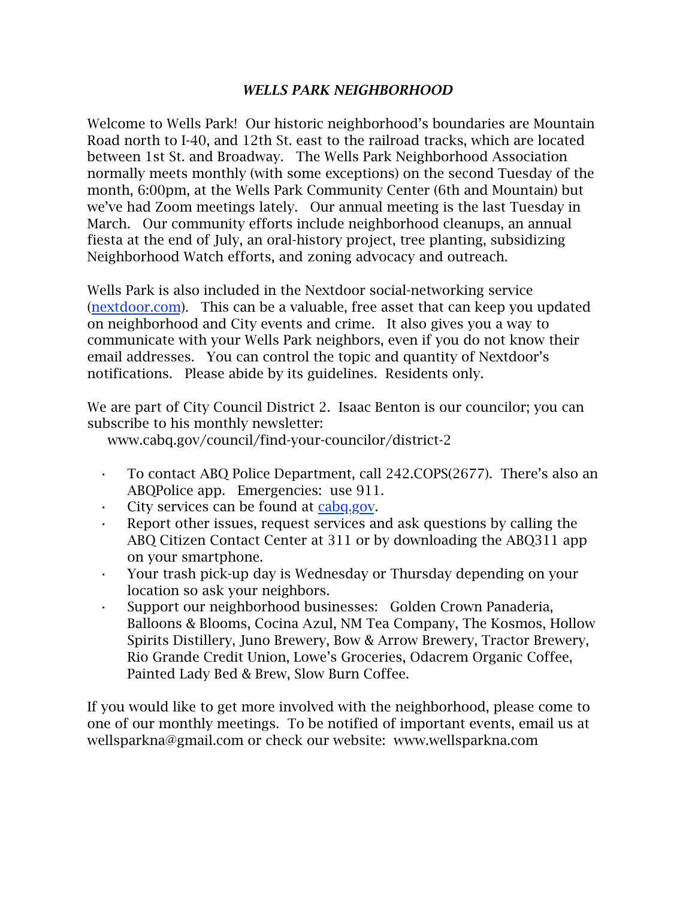# *WELLS PARK NEIGHBORHOOD*

Welcome to Wells Park! Our historic neighborhood's boundaries are Mountain Road north to I-40, and 12th St. east to the railroad tracks, which are located between 1st St. and Broadway. The Wells Park Neighborhood Association normally meets monthly (with some exceptions) on the second Tuesday of the month, 6:00pm, at the Wells Park Community Center (6th and Mountain) but we've had Zoom meetings lately. Our annual meeting is the last Tuesday in March. Our community efforts include neighborhood cleanups, an annual fiesta at the end of July, an oral-history project, tree planting, subsidizing Neighborhood Watch efforts, and zoning advocacy and outreach.

Wells Park is also included in the Nextdoor social-networking service ([nextdoor.com](nextdoor.com)). This can be a valuable, free asset that can keep you updated on neighborhood and City events and crime. It also gives you a way to communicate with your Wells Park neighbors, even if you do not know their email addresses. You can control the topic and quantity of Nextdoor's notifications. Please abide by its guidelines. Residents only.

We are part of City Council District 2. Isaac Benton is our councilor; you can subscribe to his monthly newsletter:
www.cabq.gov/council/find-your-councilor/district-2

- To contact ABQ Police Department, call 242.COPS(2677). There's also an ABQPolice app. Emergencies: use 911.
- City services can be found at [cabq.gov](cabq.gov).
- Report other issues, request services and ask questions by calling the ABQ Citizen Contact Center at 311 or by downloading the ABQ311 app on your smartphone.
- Your trash pick-up day is Wednesday or Thursday depending on your location so ask your neighbors.
- Support our neighborhood businesses: Golden Crown Panaderia, Balloons & Blooms, Cocina Azul, NM Tea Company, The Kosmos, Hollow Spirits Distillery, Juno Brewery, Bow & Arrow Brewery, Tractor Brewery, Rio Grande Credit Union, Lowe's Groceries, Odacrem Organic Coffee, Painted Lady Bed & Brew, Slow Burn Coffee.

If you would like to get more involved with the neighborhood, please come to one of our monthly meetings. To be notified of important events, email us at wellsparkna@gmail.com or check our website: www.wellsparkna.com